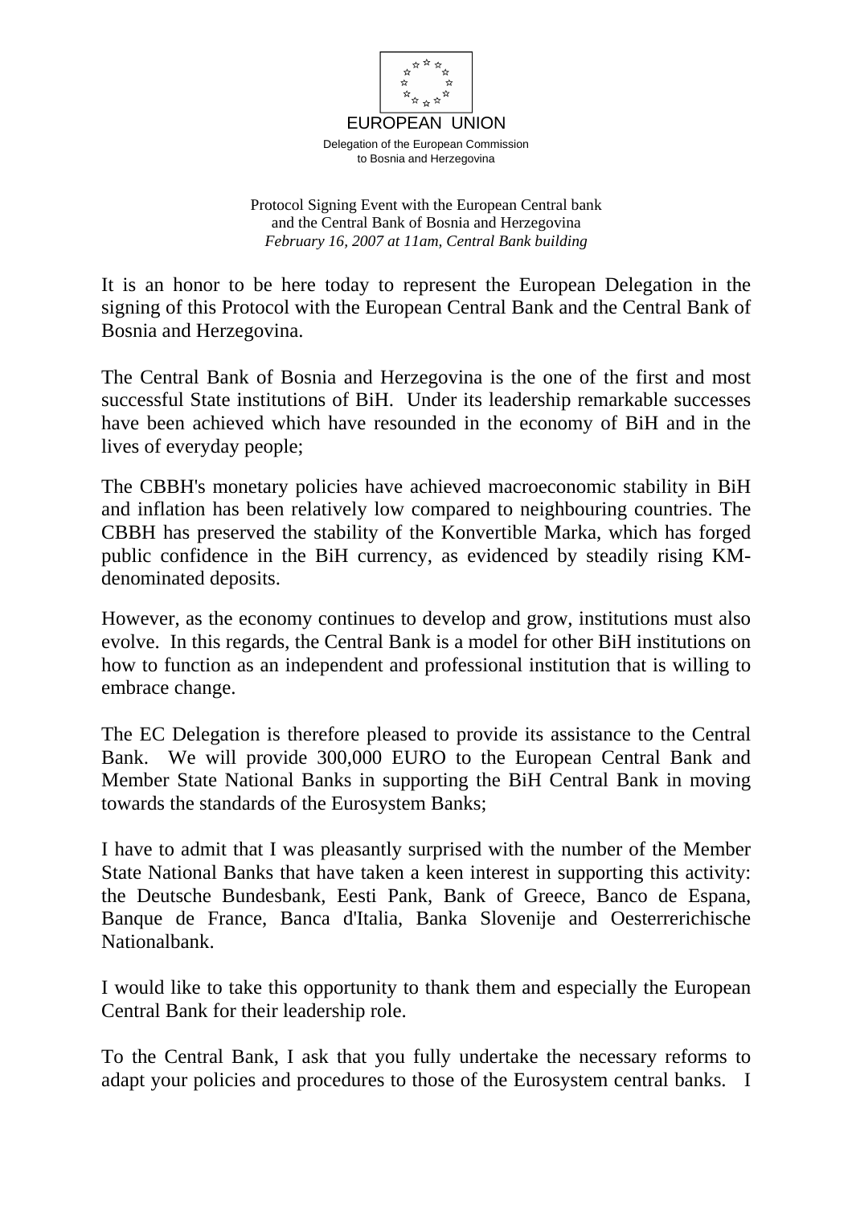EUROPEAN UNION

Delegation of the European Commission
to Bosnia and Herzegovina

Protocol Signing Event with the European Central bank
and the Central Bank of Bosnia and Herzegovina
*February 16, 2007 at 11am, Central Bank building*

It is an honor to be here today to represent the European Delegation in the signing of this Protocol with the European Central Bank and the Central Bank of Bosnia and Herzegovina.

The Central Bank of Bosnia and Herzegovina is the one of the first and most successful State institutions of BiH. Under its leadership remarkable successes have been achieved which have resounded in the economy of BiH and in the lives of everyday people;

The CBBH's monetary policies have achieved macroeconomic stability in BiH and inflation has been relatively low compared to neighbouring countries. The CBBH has preserved the stability of the Konvertible Marka, which has forged public confidence in the BiH currency, as evidenced by steadily rising KM-denominated deposits.

However, as the economy continues to develop and grow, institutions must also evolve. In this regards, the Central Bank is a model for other BiH institutions on how to function as an independent and professional institution that is willing to embrace change.

The EC Delegation is therefore pleased to provide its assistance to the Central Bank. We will provide 300,000 EURO to the European Central Bank and Member State National Banks in supporting the BiH Central Bank in moving towards the standards of the Eurosystem Banks;

I have to admit that I was pleasantly surprised with the number of the Member State National Banks that have taken a keen interest in supporting this activity: the Deutsche Bundesbank, Eesti Pank, Bank of Greece, Banco de Espana, Banque de France, Banca d'Italia, Banka Slovenije and Oesterrerichische Nationalbank.

I would like to take this opportunity to thank them and especially the European Central Bank for their leadership role.

To the Central Bank, I ask that you fully undertake the necessary reforms to adapt your policies and procedures to those of the Eurosystem central banks. I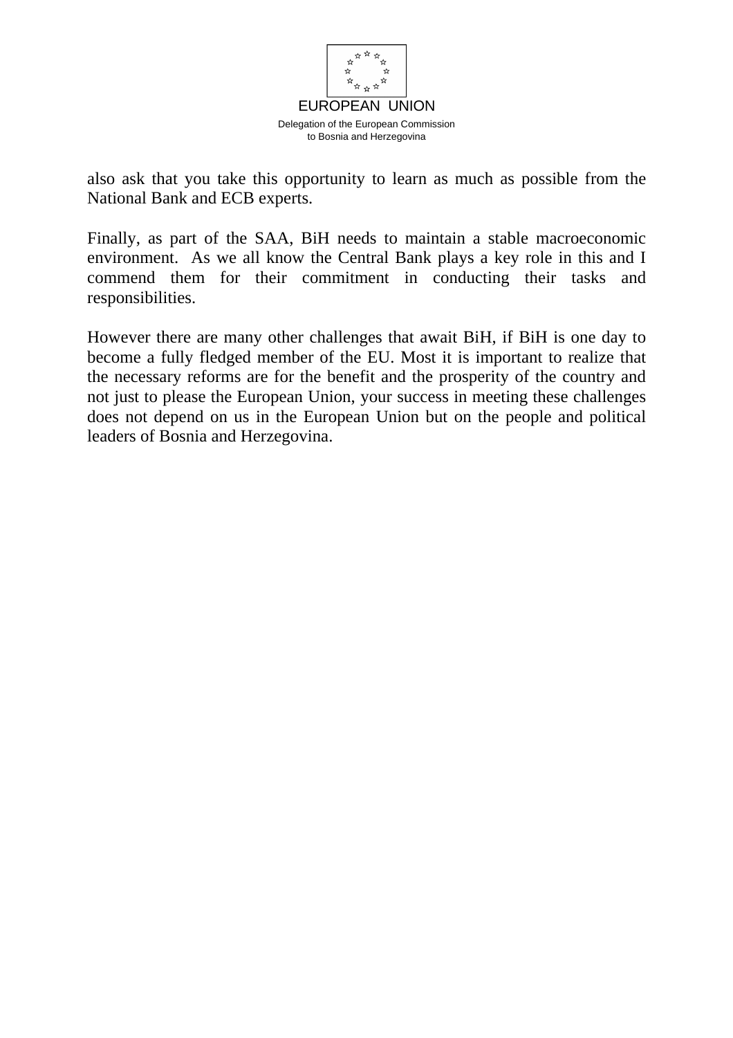also ask that you take this opportunity to learn as much as possible from the National Bank and ECB experts.

Finally, as part of the SAA, BiH needs to maintain a stable macroeconomic environment. As we all know the Central Bank plays a key role in this and I commend them for their commitment in conducting their tasks and responsibilities.

However there are many other challenges that await BiH, if BiH is one day to become a fully fledged member of the EU. Most it is important to realize that the necessary reforms are for the benefit and the prosperity of the country and not just to please the European Union, your success in meeting these challenges does not depend on us in the European Union but on the people and political leaders of Bosnia and Herzegovina.